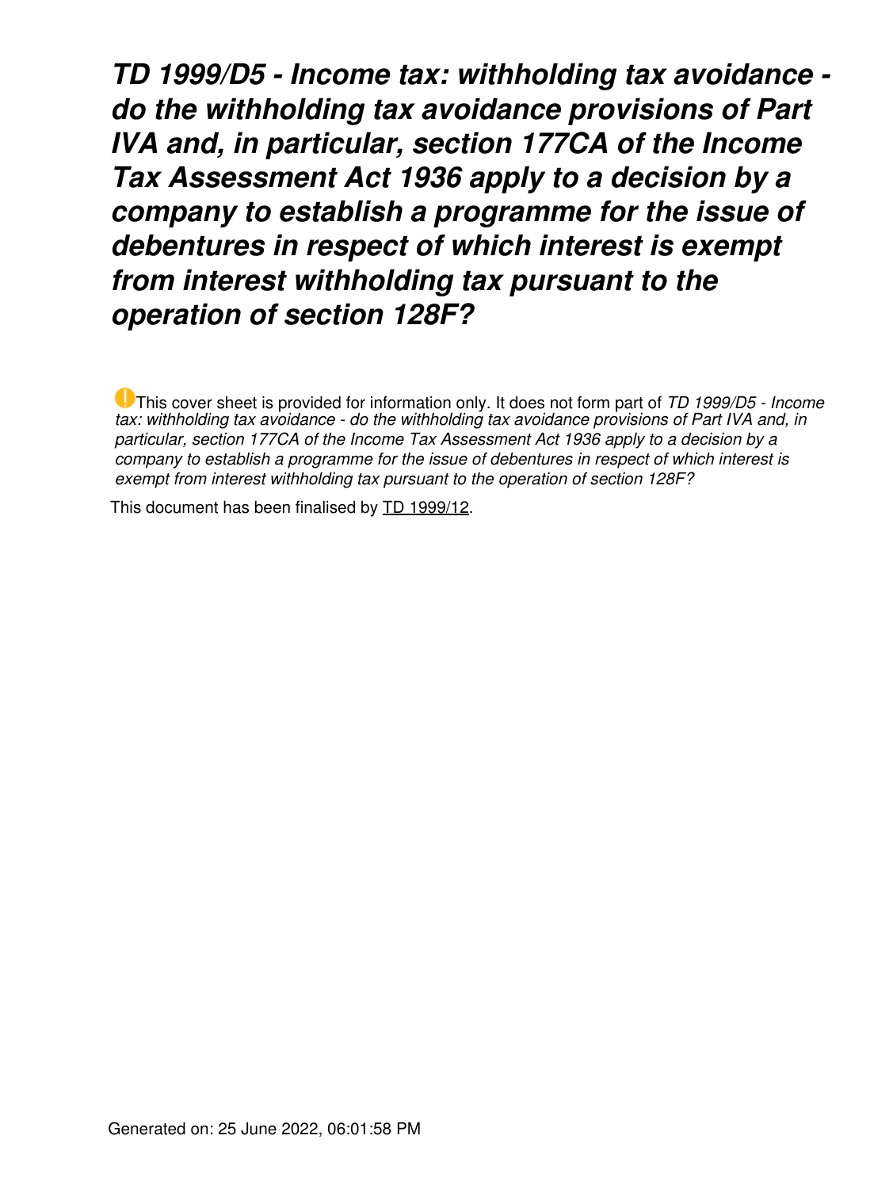# *TD 1999/D5 - Income tax: withholding tax avoidance - do the withholding tax avoidance provisions of Part IVA and, in particular, section 177CA of the Income Tax Assessment Act 1936 apply to a decision by a company to establish a programme for the issue of debentures in respect of which interest is exempt from interest withholding tax pursuant to the operation of section 128F?*

This cover sheet is provided for information only. It does not form part of *TD 1999/D5 - Income tax: withholding tax avoidance - do the withholding tax avoidance provisions of Part IVA and, in particular, section 177CA of the Income Tax Assessment Act 1936 apply to a decision by a company to establish a programme for the issue of debentures in respect of which interest is exempt from interest withholding tax pursuant to the operation of section 128F?*

This document has been finalised by TD 1999/12.

Generated on: 25 June 2022, 06:01:58 PM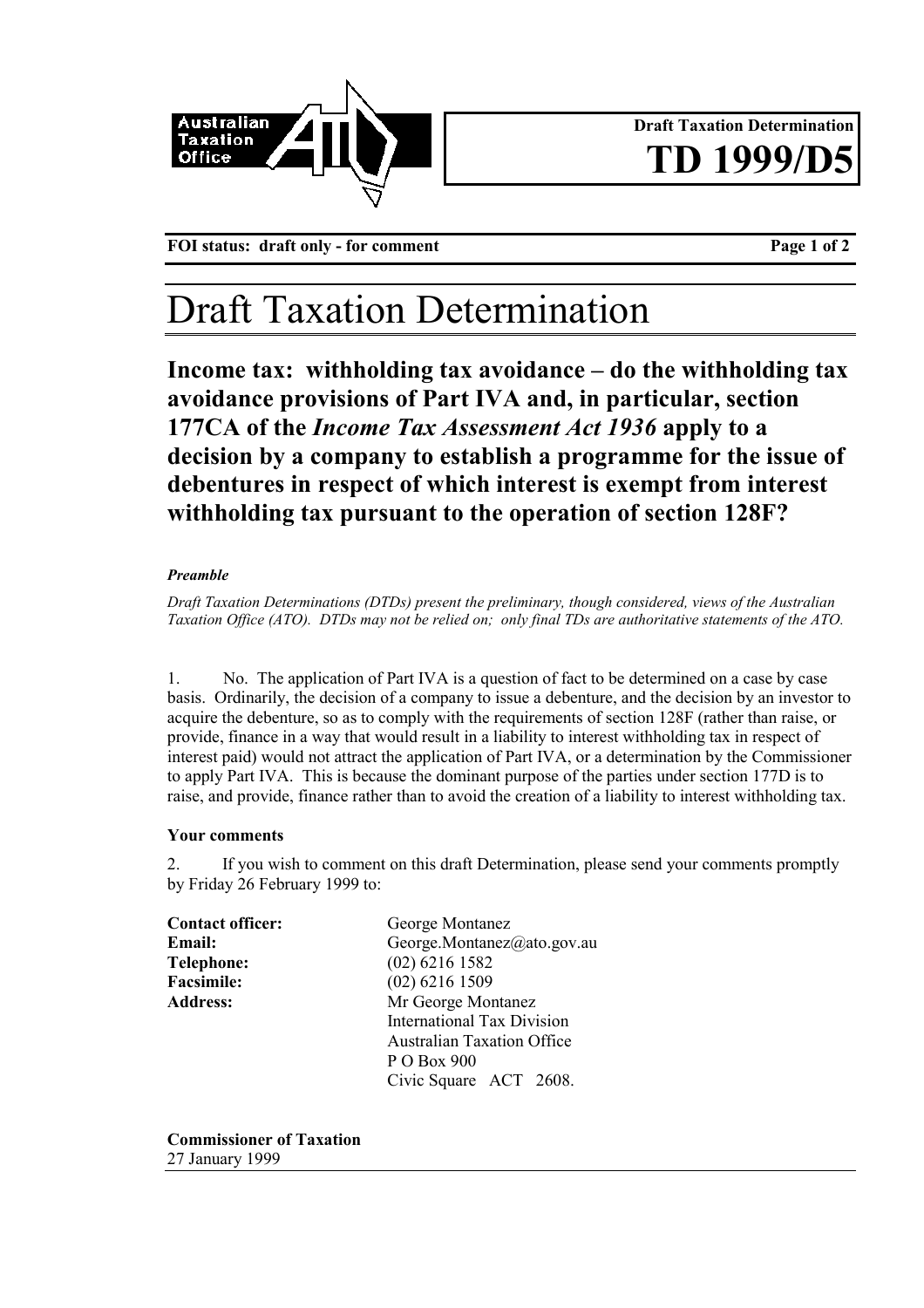**Draft Taxation Determination**

# TD 1999/D5

FOI status: draft only - for comment

# Draft Taxation Determination

## Income tax: withholding tax avoidance – do the withholding tax avoidance provisions of Part IVA and, in particular, section 177CA of the *Income Tax Assessment Act 1936* apply to a decision by a company to establish a programme for the issue of debentures in respect of which interest is exempt from interest withholding tax pursuant to the operation of section 128F?

***Preamble***

*Draft Taxation Determinations (DTDs) present the preliminary, though considered, views of the Australian Taxation Office (ATO). DTDs may not be relied on; only final TDs are authoritative statements of the ATO.*

1. No. The application of Part IVA is a question of fact to be determined on a case by case basis. Ordinarily, the decision of a company to issue a debenture, and the decision by an investor to acquire the debenture, so as to comply with the requirements of section 128F (rather than raise, or provide, finance in a way that would result in a liability to interest withholding tax in respect of interest paid) would not attract the application of Part IVA, or a determination by the Commissioner to apply Part IVA. This is because the dominant purpose of the parties under section 177D is to raise, and provide, finance rather than to avoid the creation of a liability to interest withholding tax.

**Your comments**

2. If you wish to comment on this draft Determination, please send your comments promptly by Friday 26 February 1999 to:

| | |
|---|---|
| **Contact officer:** | George Montanez |
| **Email:** | George.Montanez@ato.gov.au |
| **Telephone:** | (02) 6216 1582 |
| **Facsimile:** | (02) 6216 1509 |
| **Address:** | Mr George Montanez<br>International Tax Division<br>Australian Taxation Office<br>P O Box 900<br>Civic Square ACT 2608. |

**Commissioner of Taxation**
27 January 1999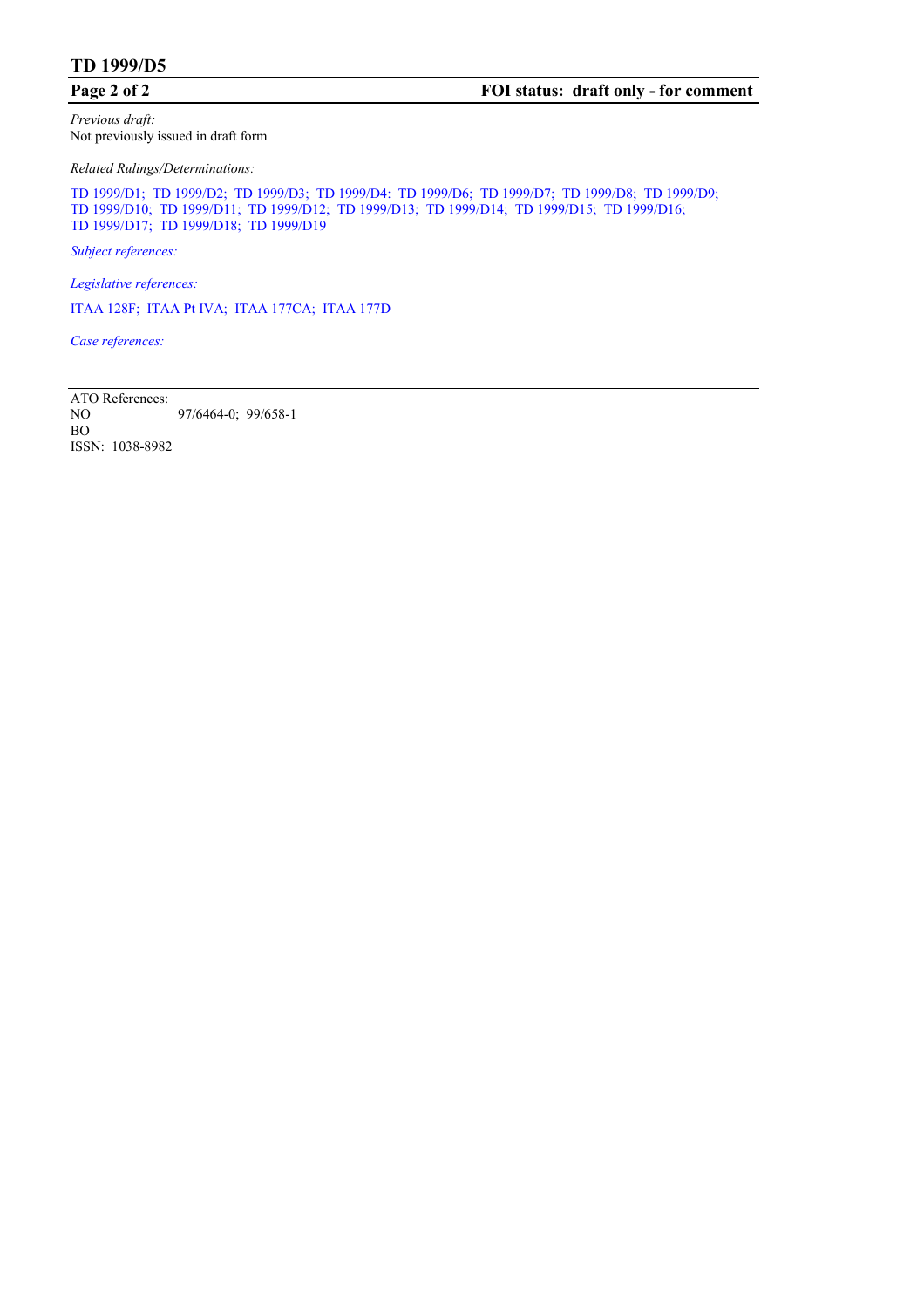*Previous draft:*
Not previously issued in draft form

*Related Rulings/Determinations:*

TD 1999/D1; TD 1999/D2; TD 1999/D3; TD 1999/D4: TD 1999/D6; TD 1999/D7; TD 1999/D8; TD 1999/D9; TD 1999/D10; TD 1999/D11; TD 1999/D12; TD 1999/D13; TD 1999/D14; TD 1999/D15; TD 1999/D16; TD 1999/D17; TD 1999/D18; TD 1999/D19

*Subject references:*

*Legislative references:*

ITAA 128F; ITAA Pt IVA; ITAA 177CA; ITAA 177D

*Case references:*

---

ATO References:
NO 97/6464-0; 99/658-1
BO
ISSN: 1038-8982